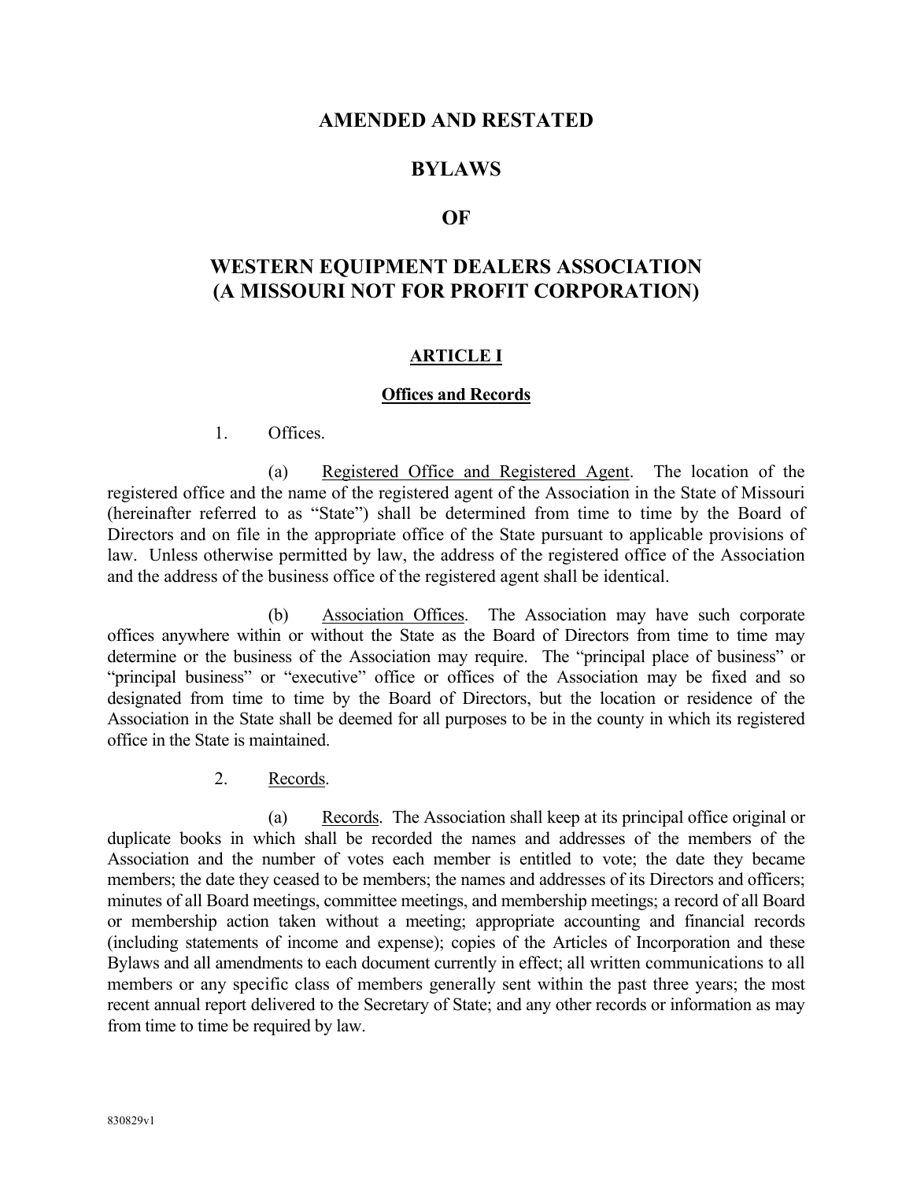# AMENDED AND RESTATED

# BYLAWS

# OF

# WESTERN EQUIPMENT DEALERS ASSOCIATION (A MISSOURI NOT FOR PROFIT CORPORATION)

## ARTICLE I

### Offices and Records

1. Offices.

(a) Registered Office and Registered Agent. The location of the registered office and the name of the registered agent of the Association in the State of Missouri (hereinafter referred to as "State") shall be determined from time to time by the Board of Directors and on file in the appropriate office of the State pursuant to applicable provisions of law. Unless otherwise permitted by law, the address of the registered office of the Association and the address of the business office of the registered agent shall be identical.

(b) Association Offices. The Association may have such corporate offices anywhere within or without the State as the Board of Directors from time to time may determine or the business of the Association may require. The "principal place of business" or "principal business" or "executive" office or offices of the Association may be fixed and so designated from time to time by the Board of Directors, but the location or residence of the Association in the State shall be deemed for all purposes to be in the county in which its registered office in the State is maintained.

2. Records.

(a) Records. The Association shall keep at its principal office original or duplicate books in which shall be recorded the names and addresses of the members of the Association and the number of votes each member is entitled to vote; the date they became members; the date they ceased to be members; the names and addresses of its Directors and officers; minutes of all Board meetings, committee meetings, and membership meetings; a record of all Board or membership action taken without a meeting; appropriate accounting and financial records (including statements of income and expense); copies of the Articles of Incorporation and these Bylaws and all amendments to each document currently in effect; all written communications to all members or any specific class of members generally sent within the past three years; the most recent annual report delivered to the Secretary of State; and any other records or information as may from time to time be required by law.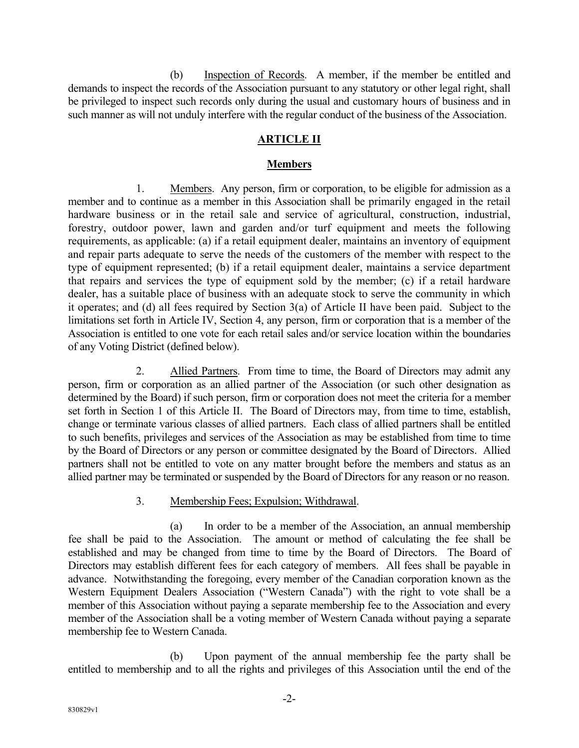(b) Inspection of Records. A member, if the member be entitled and demands to inspect the records of the Association pursuant to any statutory or other legal right, shall be privileged to inspect such records only during the usual and customary hours of business and in such manner as will not unduly interfere with the regular conduct of the business of the Association.

## ARTICLE II

## Members

1. Members. Any person, firm or corporation, to be eligible for admission as a member and to continue as a member in this Association shall be primarily engaged in the retail hardware business or in the retail sale and service of agricultural, construction, industrial, forestry, outdoor power, lawn and garden and/or turf equipment and meets the following requirements, as applicable: (a) if a retail equipment dealer, maintains an inventory of equipment and repair parts adequate to serve the needs of the customers of the member with respect to the type of equipment represented; (b) if a retail equipment dealer, maintains a service department that repairs and services the type of equipment sold by the member; (c) if a retail hardware dealer, has a suitable place of business with an adequate stock to serve the community in which it operates; and (d) all fees required by Section 3(a) of Article II have been paid. Subject to the limitations set forth in Article IV, Section 4, any person, firm or corporation that is a member of the Association is entitled to one vote for each retail sales and/or service location within the boundaries of any Voting District (defined below).

2. Allied Partners. From time to time, the Board of Directors may admit any person, firm or corporation as an allied partner of the Association (or such other designation as determined by the Board) if such person, firm or corporation does not meet the criteria for a member set forth in Section 1 of this Article II. The Board of Directors may, from time to time, establish, change or terminate various classes of allied partners. Each class of allied partners shall be entitled to such benefits, privileges and services of the Association as may be established from time to time by the Board of Directors or any person or committee designated by the Board of Directors. Allied partners shall not be entitled to vote on any matter brought before the members and status as an allied partner may be terminated or suspended by the Board of Directors for any reason or no reason.

3. Membership Fees; Expulsion; Withdrawal.

(a) In order to be a member of the Association, an annual membership fee shall be paid to the Association. The amount or method of calculating the fee shall be established and may be changed from time to time by the Board of Directors. The Board of Directors may establish different fees for each category of members. All fees shall be payable in advance. Notwithstanding the foregoing, every member of the Canadian corporation known as the Western Equipment Dealers Association ("Western Canada") with the right to vote shall be a member of this Association without paying a separate membership fee to the Association and every member of the Association shall be a voting member of Western Canada without paying a separate membership fee to Western Canada.

(b) Upon payment of the annual membership fee the party shall be entitled to membership and to all the rights and privileges of this Association until the end of the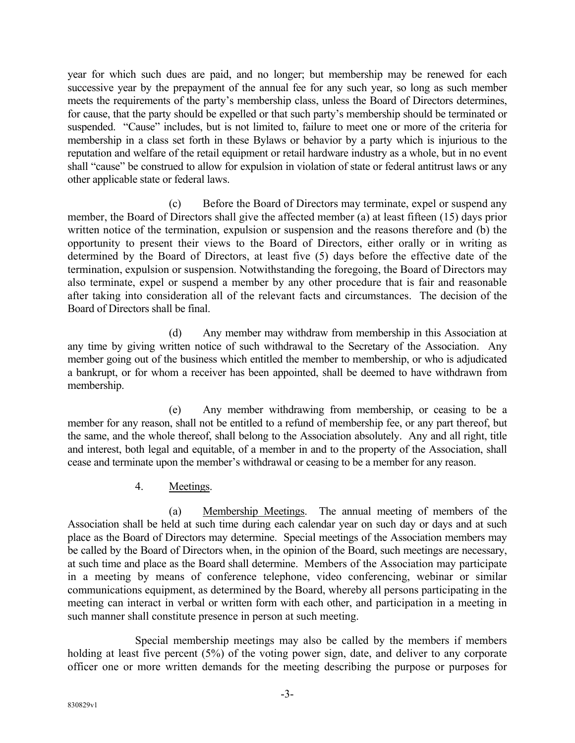year for which such dues are paid, and no longer; but membership may be renewed for each successive year by the prepayment of the annual fee for any such year, so long as such member meets the requirements of the party's membership class, unless the Board of Directors determines, for cause, that the party should be expelled or that such party's membership should be terminated or suspended. "Cause" includes, but is not limited to, failure to meet one or more of the criteria for membership in a class set forth in these Bylaws or behavior by a party which is injurious to the reputation and welfare of the retail equipment or retail hardware industry as a whole, but in no event shall "cause" be construed to allow for expulsion in violation of state or federal antitrust laws or any other applicable state or federal laws.

(c) Before the Board of Directors may terminate, expel or suspend any member, the Board of Directors shall give the affected member (a) at least fifteen (15) days prior written notice of the termination, expulsion or suspension and the reasons therefore and (b) the opportunity to present their views to the Board of Directors, either orally or in writing as determined by the Board of Directors, at least five (5) days before the effective date of the termination, expulsion or suspension. Notwithstanding the foregoing, the Board of Directors may also terminate, expel or suspend a member by any other procedure that is fair and reasonable after taking into consideration all of the relevant facts and circumstances. The decision of the Board of Directors shall be final.

(d) Any member may withdraw from membership in this Association at any time by giving written notice of such withdrawal to the Secretary of the Association. Any member going out of the business which entitled the member to membership, or who is adjudicated a bankrupt, or for whom a receiver has been appointed, shall be deemed to have withdrawn from membership.

(e) Any member withdrawing from membership, or ceasing to be a member for any reason, shall not be entitled to a refund of membership fee, or any part thereof, but the same, and the whole thereof, shall belong to the Association absolutely. Any and all right, title and interest, both legal and equitable, of a member in and to the property of the Association, shall cease and terminate upon the member's withdrawal or ceasing to be a member for any reason.

4. Meetings.

(a) Membership Meetings. The annual meeting of members of the Association shall be held at such time during each calendar year on such day or days and at such place as the Board of Directors may determine. Special meetings of the Association members may be called by the Board of Directors when, in the opinion of the Board, such meetings are necessary, at such time and place as the Board shall determine. Members of the Association may participate in a meeting by means of conference telephone, video conferencing, webinar or similar communications equipment, as determined by the Board, whereby all persons participating in the meeting can interact in verbal or written form with each other, and participation in a meeting in such manner shall constitute presence in person at such meeting.

Special membership meetings may also be called by the members if members holding at least five percent (5%) of the voting power sign, date, and deliver to any corporate officer one or more written demands for the meeting describing the purpose or purposes for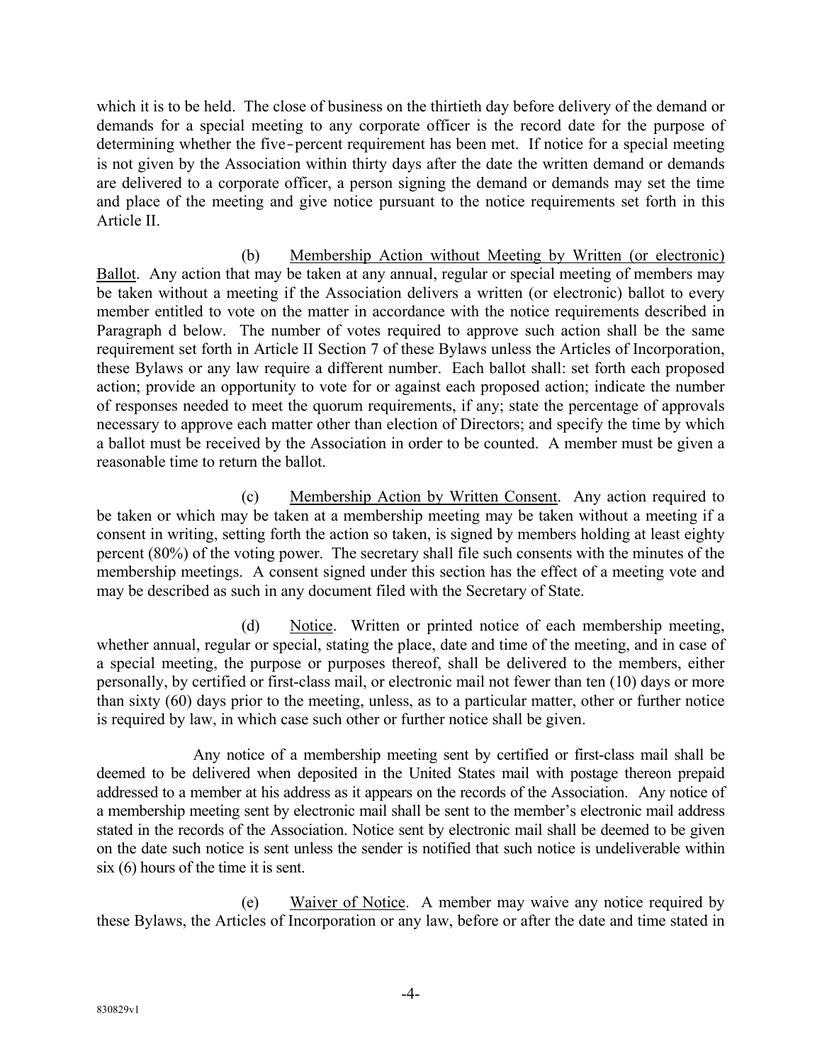which it is to be held. The close of business on the thirtieth day before delivery of the demand or demands for a special meeting to any corporate officer is the record date for the purpose of determining whether the five-percent requirement has been met. If notice for a special meeting is not given by the Association within thirty days after the date the written demand or demands are delivered to a corporate officer, a person signing the demand or demands may set the time and place of the meeting and give notice pursuant to the notice requirements set forth in this Article II.

(b) Membership Action without Meeting by Written (or electronic) Ballot. Any action that may be taken at any annual, regular or special meeting of members may be taken without a meeting if the Association delivers a written (or electronic) ballot to every member entitled to vote on the matter in accordance with the notice requirements described in Paragraph d below. The number of votes required to approve such action shall be the same requirement set forth in Article II Section 7 of these Bylaws unless the Articles of Incorporation, these Bylaws or any law require a different number. Each ballot shall: set forth each proposed action; provide an opportunity to vote for or against each proposed action; indicate the number of responses needed to meet the quorum requirements, if any; state the percentage of approvals necessary to approve each matter other than election of Directors; and specify the time by which a ballot must be received by the Association in order to be counted. A member must be given a reasonable time to return the ballot.

(c) Membership Action by Written Consent. Any action required to be taken or which may be taken at a membership meeting may be taken without a meeting if a consent in writing, setting forth the action so taken, is signed by members holding at least eighty percent (80%) of the voting power. The secretary shall file such consents with the minutes of the membership meetings. A consent signed under this section has the effect of a meeting vote and may be described as such in any document filed with the Secretary of State.

(d) Notice. Written or printed notice of each membership meeting, whether annual, regular or special, stating the place, date and time of the meeting, and in case of a special meeting, the purpose or purposes thereof, shall be delivered to the members, either personally, by certified or first-class mail, or electronic mail not fewer than ten (10) days or more than sixty (60) days prior to the meeting, unless, as to a particular matter, other or further notice is required by law, in which case such other or further notice shall be given.

Any notice of a membership meeting sent by certified or first-class mail shall be deemed to be delivered when deposited in the United States mail with postage thereon prepaid addressed to a member at his address as it appears on the records of the Association. Any notice of a membership meeting sent by electronic mail shall be sent to the member's electronic mail address stated in the records of the Association. Notice sent by electronic mail shall be deemed to be given on the date such notice is sent unless the sender is notified that such notice is undeliverable within six (6) hours of the time it is sent.

(e) Waiver of Notice. A member may waive any notice required by these Bylaws, the Articles of Incorporation or any law, before or after the date and time stated in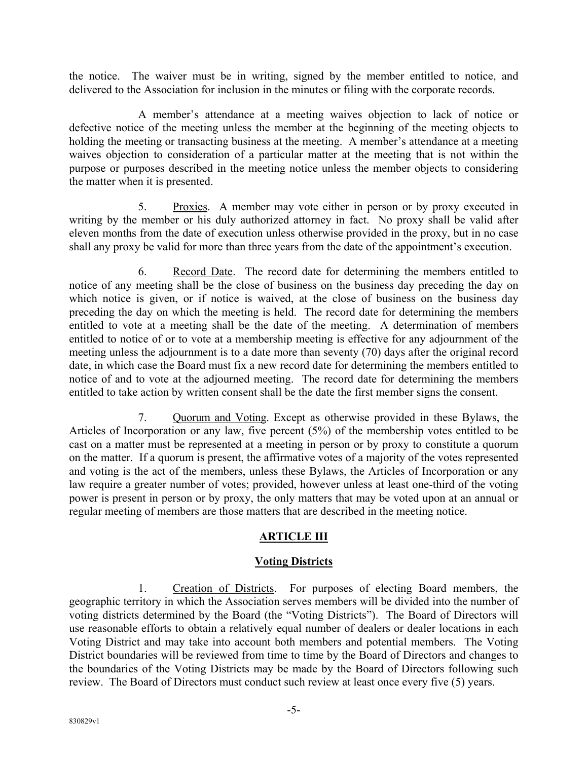the notice. The waiver must be in writing, signed by the member entitled to notice, and delivered to the Association for inclusion in the minutes or filing with the corporate records.

A member's attendance at a meeting waives objection to lack of notice or defective notice of the meeting unless the member at the beginning of the meeting objects to holding the meeting or transacting business at the meeting. A member's attendance at a meeting waives objection to consideration of a particular matter at the meeting that is not within the purpose or purposes described in the meeting notice unless the member objects to considering the matter when it is presented.

5. Proxies. A member may vote either in person or by proxy executed in writing by the member or his duly authorized attorney in fact. No proxy shall be valid after eleven months from the date of execution unless otherwise provided in the proxy, but in no case shall any proxy be valid for more than three years from the date of the appointment's execution.

6. Record Date. The record date for determining the members entitled to notice of any meeting shall be the close of business on the business day preceding the day on which notice is given, or if notice is waived, at the close of business on the business day preceding the day on which the meeting is held. The record date for determining the members entitled to vote at a meeting shall be the date of the meeting. A determination of members entitled to notice of or to vote at a membership meeting is effective for any adjournment of the meeting unless the adjournment is to a date more than seventy (70) days after the original record date, in which case the Board must fix a new record date for determining the members entitled to notice of and to vote at the adjourned meeting. The record date for determining the members entitled to take action by written consent shall be the date the first member signs the consent.

7. Quorum and Voting. Except as otherwise provided in these Bylaws, the Articles of Incorporation or any law, five percent (5%) of the membership votes entitled to be cast on a matter must be represented at a meeting in person or by proxy to constitute a quorum on the matter. If a quorum is present, the affirmative votes of a majority of the votes represented and voting is the act of the members, unless these Bylaws, the Articles of Incorporation or any law require a greater number of votes; provided, however unless at least one-third of the voting power is present in person or by proxy, the only matters that may be voted upon at an annual or regular meeting of members are those matters that are described in the meeting notice.

## ARTICLE III

## Voting Districts

1. Creation of Districts. For purposes of electing Board members, the geographic territory in which the Association serves members will be divided into the number of voting districts determined by the Board (the "Voting Districts"). The Board of Directors will use reasonable efforts to obtain a relatively equal number of dealers or dealer locations in each Voting District and may take into account both members and potential members. The Voting District boundaries will be reviewed from time to time by the Board of Directors and changes to the boundaries of the Voting Districts may be made by the Board of Directors following such review. The Board of Directors must conduct such review at least once every five (5) years.

830829v1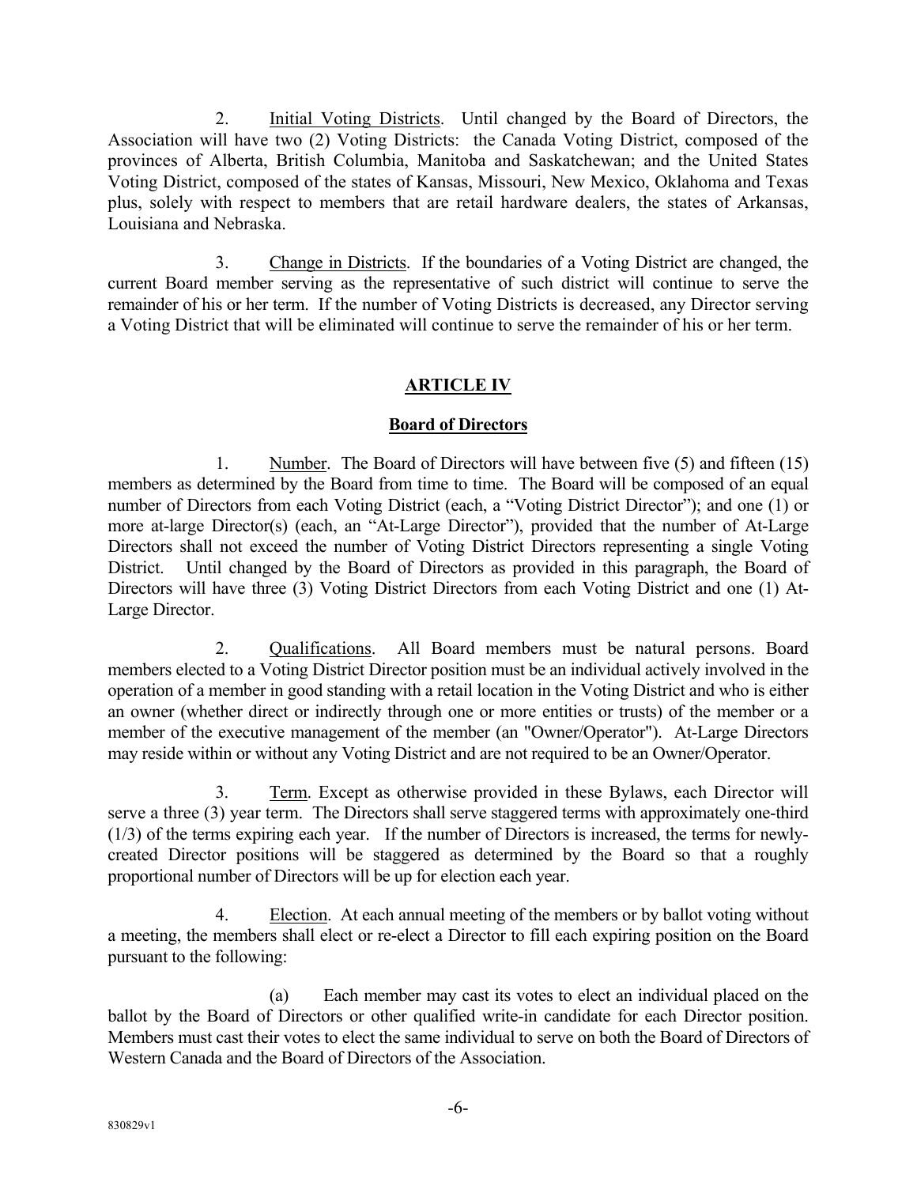2. Initial Voting Districts. Until changed by the Board of Directors, the Association will have two (2) Voting Districts: the Canada Voting District, composed of the provinces of Alberta, British Columbia, Manitoba and Saskatchewan; and the United States Voting District, composed of the states of Kansas, Missouri, New Mexico, Oklahoma and Texas plus, solely with respect to members that are retail hardware dealers, the states of Arkansas, Louisiana and Nebraska.

3. Change in Districts. If the boundaries of a Voting District are changed, the current Board member serving as the representative of such district will continue to serve the remainder of his or her term. If the number of Voting Districts is decreased, any Director serving a Voting District that will be eliminated will continue to serve the remainder of his or her term.

## ARTICLE IV

### Board of Directors

1. Number. The Board of Directors will have between five (5) and fifteen (15) members as determined by the Board from time to time. The Board will be composed of an equal number of Directors from each Voting District (each, a "Voting District Director"); and one (1) or more at-large Director(s) (each, an "At-Large Director"), provided that the number of At-Large Directors shall not exceed the number of Voting District Directors representing a single Voting District. Until changed by the Board of Directors as provided in this paragraph, the Board of Directors will have three (3) Voting District Directors from each Voting District and one (1) At-Large Director.

2. Qualifications. All Board members must be natural persons. Board members elected to a Voting District Director position must be an individual actively involved in the operation of a member in good standing with a retail location in the Voting District and who is either an owner (whether direct or indirectly through one or more entities or trusts) of the member or a member of the executive management of the member (an "Owner/Operator"). At-Large Directors may reside within or without any Voting District and are not required to be an Owner/Operator.

3. Term. Except as otherwise provided in these Bylaws, each Director will serve a three (3) year term. The Directors shall serve staggered terms with approximately one-third (1/3) of the terms expiring each year. If the number of Directors is increased, the terms for newly-created Director positions will be staggered as determined by the Board so that a roughly proportional number of Directors will be up for election each year.

4. Election. At each annual meeting of the members or by ballot voting without a meeting, the members shall elect or re-elect a Director to fill each expiring position on the Board pursuant to the following:

(a) Each member may cast its votes to elect an individual placed on the ballot by the Board of Directors or other qualified write-in candidate for each Director position. Members must cast their votes to elect the same individual to serve on both the Board of Directors of Western Canada and the Board of Directors of the Association.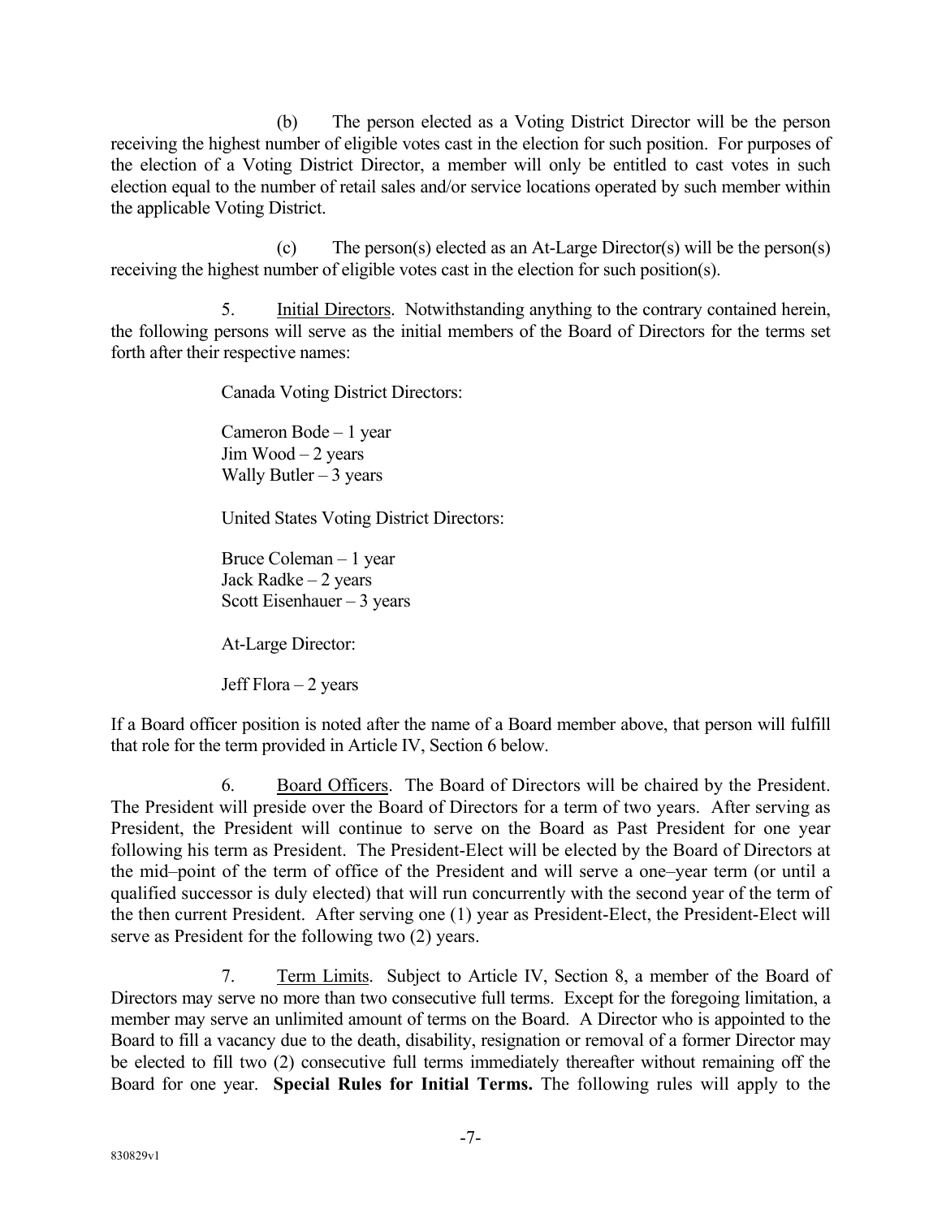(b) The person elected as a Voting District Director will be the person receiving the highest number of eligible votes cast in the election for such position. For purposes of the election of a Voting District Director, a member will only be entitled to cast votes in such election equal to the number of retail sales and/or service locations operated by such member within the applicable Voting District.

(c) The person(s) elected as an At-Large Director(s) will be the person(s) receiving the highest number of eligible votes cast in the election for such position(s).

5. Initial Directors. Notwithstanding anything to the contrary contained herein, the following persons will serve as the initial members of the Board of Directors for the terms set forth after their respective names:

Canada Voting District Directors:

Cameron Bode – 1 year
Jim Wood – 2 years
Wally Butler – 3 years

United States Voting District Directors:

Bruce Coleman – 1 year
Jack Radke – 2 years
Scott Eisenhauer – 3 years

At-Large Director:

Jeff Flora – 2 years

If a Board officer position is noted after the name of a Board member above, that person will fulfill that role for the term provided in Article IV, Section 6 below.

6. Board Officers. The Board of Directors will be chaired by the President. The President will preside over the Board of Directors for a term of two years. After serving as President, the President will continue to serve on the Board as Past President for one year following his term as President. The President-Elect will be elected by the Board of Directors at the mid–point of the term of office of the President and will serve a one–year term (or until a qualified successor is duly elected) that will run concurrently with the second year of the term of the then current President. After serving one (1) year as President-Elect, the President-Elect will serve as President for the following two (2) years.

7. Term Limits. Subject to Article IV, Section 8, a member of the Board of Directors may serve no more than two consecutive full terms. Except for the foregoing limitation, a member may serve an unlimited amount of terms on the Board. A Director who is appointed to the Board to fill a vacancy due to the death, disability, resignation or removal of a former Director may be elected to fill two (2) consecutive full terms immediately thereafter without remaining off the Board for one year. **Special Rules for Initial Terms.** The following rules will apply to the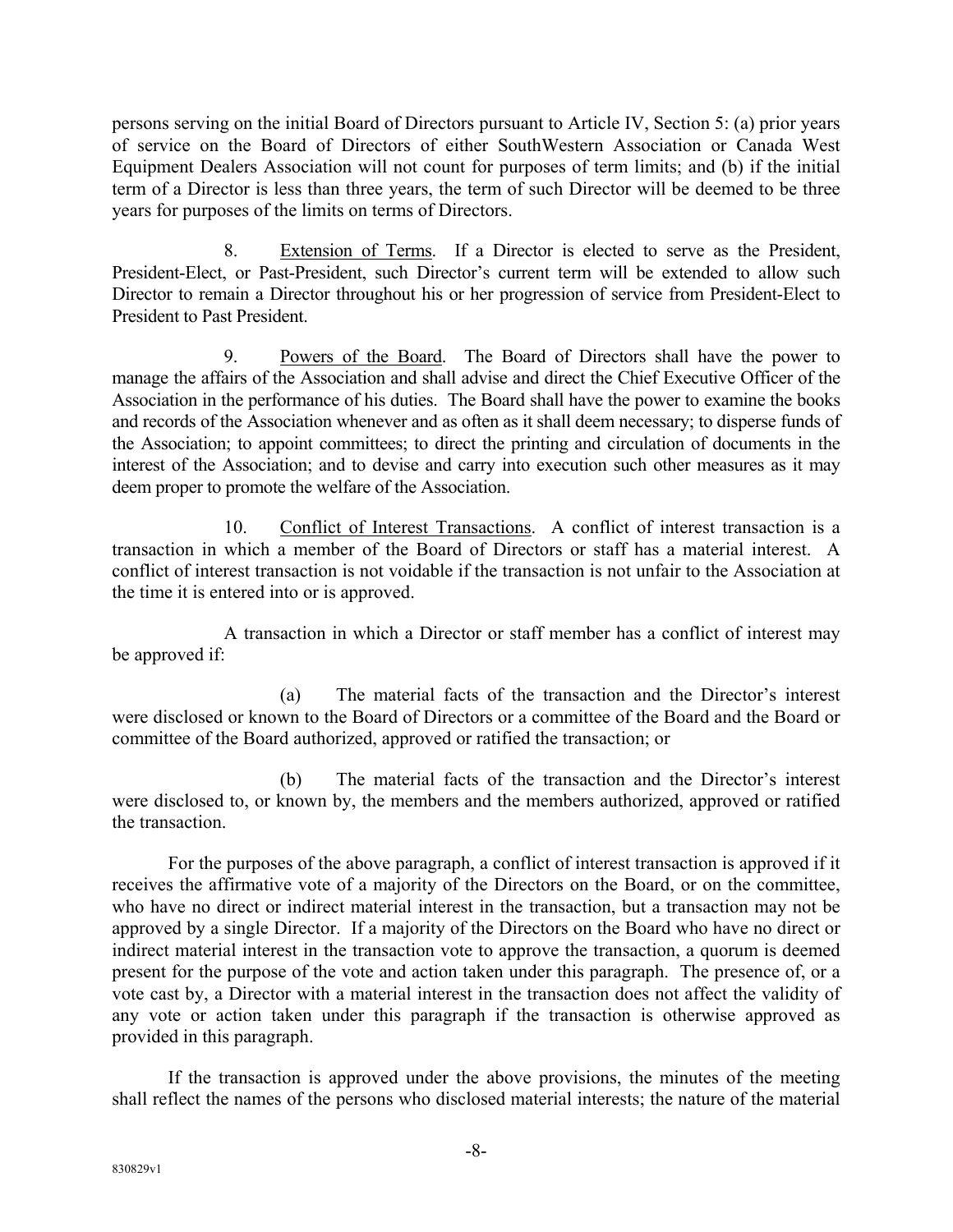persons serving on the initial Board of Directors pursuant to Article IV, Section 5: (a) prior years of service on the Board of Directors of either SouthWestern Association or Canada West Equipment Dealers Association will not count for purposes of term limits; and (b) if the initial term of a Director is less than three years, the term of such Director will be deemed to be three years for purposes of the limits on terms of Directors.

8. Extension of Terms. If a Director is elected to serve as the President, President-Elect, or Past-President, such Director's current term will be extended to allow such Director to remain a Director throughout his or her progression of service from President-Elect to President to Past President.

9. Powers of the Board. The Board of Directors shall have the power to manage the affairs of the Association and shall advise and direct the Chief Executive Officer of the Association in the performance of his duties. The Board shall have the power to examine the books and records of the Association whenever and as often as it shall deem necessary; to disperse funds of the Association; to appoint committees; to direct the printing and circulation of documents in the interest of the Association; and to devise and carry into execution such other measures as it may deem proper to promote the welfare of the Association.

10. Conflict of Interest Transactions. A conflict of interest transaction is a transaction in which a member of the Board of Directors or staff has a material interest. A conflict of interest transaction is not voidable if the transaction is not unfair to the Association at the time it is entered into or is approved.

A transaction in which a Director or staff member has a conflict of interest may be approved if:

(a) The material facts of the transaction and the Director's interest were disclosed or known to the Board of Directors or a committee of the Board and the Board or committee of the Board authorized, approved or ratified the transaction; or

(b) The material facts of the transaction and the Director's interest were disclosed to, or known by, the members and the members authorized, approved or ratified the transaction.

For the purposes of the above paragraph, a conflict of interest transaction is approved if it receives the affirmative vote of a majority of the Directors on the Board, or on the committee, who have no direct or indirect material interest in the transaction, but a transaction may not be approved by a single Director. If a majority of the Directors on the Board who have no direct or indirect material interest in the transaction vote to approve the transaction, a quorum is deemed present for the purpose of the vote and action taken under this paragraph. The presence of, or a vote cast by, a Director with a material interest in the transaction does not affect the validity of any vote or action taken under this paragraph if the transaction is otherwise approved as provided in this paragraph.

If the transaction is approved under the above provisions, the minutes of the meeting shall reflect the names of the persons who disclosed material interests; the nature of the material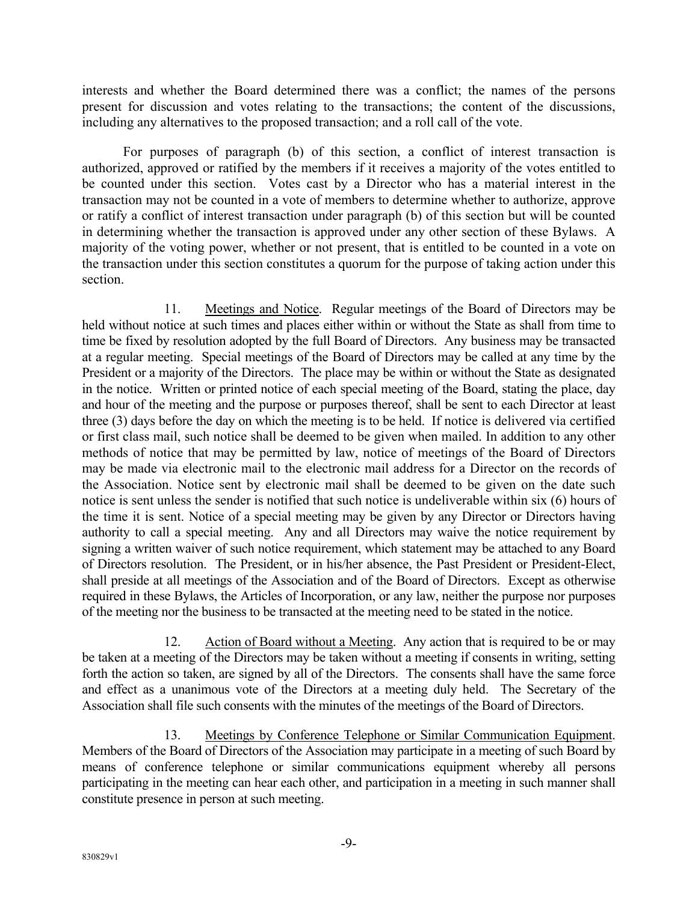interests and whether the Board determined there was a conflict; the names of the persons present for discussion and votes relating to the transactions; the content of the discussions, including any alternatives to the proposed transaction; and a roll call of the vote.

For purposes of paragraph (b) of this section, a conflict of interest transaction is authorized, approved or ratified by the members if it receives a majority of the votes entitled to be counted under this section. Votes cast by a Director who has a material interest in the transaction may not be counted in a vote of members to determine whether to authorize, approve or ratify a conflict of interest transaction under paragraph (b) of this section but will be counted in determining whether the transaction is approved under any other section of these Bylaws. A majority of the voting power, whether or not present, that is entitled to be counted in a vote on the transaction under this section constitutes a quorum for the purpose of taking action under this section.

11. Meetings and Notice. Regular meetings of the Board of Directors may be held without notice at such times and places either within or without the State as shall from time to time be fixed by resolution adopted by the full Board of Directors. Any business may be transacted at a regular meeting. Special meetings of the Board of Directors may be called at any time by the President or a majority of the Directors. The place may be within or without the State as designated in the notice. Written or printed notice of each special meeting of the Board, stating the place, day and hour of the meeting and the purpose or purposes thereof, shall be sent to each Director at least three (3) days before the day on which the meeting is to be held. If notice is delivered via certified or first class mail, such notice shall be deemed to be given when mailed. In addition to any other methods of notice that may be permitted by law, notice of meetings of the Board of Directors may be made via electronic mail to the electronic mail address for a Director on the records of the Association. Notice sent by electronic mail shall be deemed to be given on the date such notice is sent unless the sender is notified that such notice is undeliverable within six (6) hours of the time it is sent. Notice of a special meeting may be given by any Director or Directors having authority to call a special meeting. Any and all Directors may waive the notice requirement by signing a written waiver of such notice requirement, which statement may be attached to any Board of Directors resolution. The President, or in his/her absence, the Past President or President-Elect, shall preside at all meetings of the Association and of the Board of Directors. Except as otherwise required in these Bylaws, the Articles of Incorporation, or any law, neither the purpose nor purposes of the meeting nor the business to be transacted at the meeting need to be stated in the notice.

12. Action of Board without a Meeting. Any action that is required to be or may be taken at a meeting of the Directors may be taken without a meeting if consents in writing, setting forth the action so taken, are signed by all of the Directors. The consents shall have the same force and effect as a unanimous vote of the Directors at a meeting duly held. The Secretary of the Association shall file such consents with the minutes of the meetings of the Board of Directors.

13. Meetings by Conference Telephone or Similar Communication Equipment. Members of the Board of Directors of the Association may participate in a meeting of such Board by means of conference telephone or similar communications equipment whereby all persons participating in the meeting can hear each other, and participation in a meeting in such manner shall constitute presence in person at such meeting.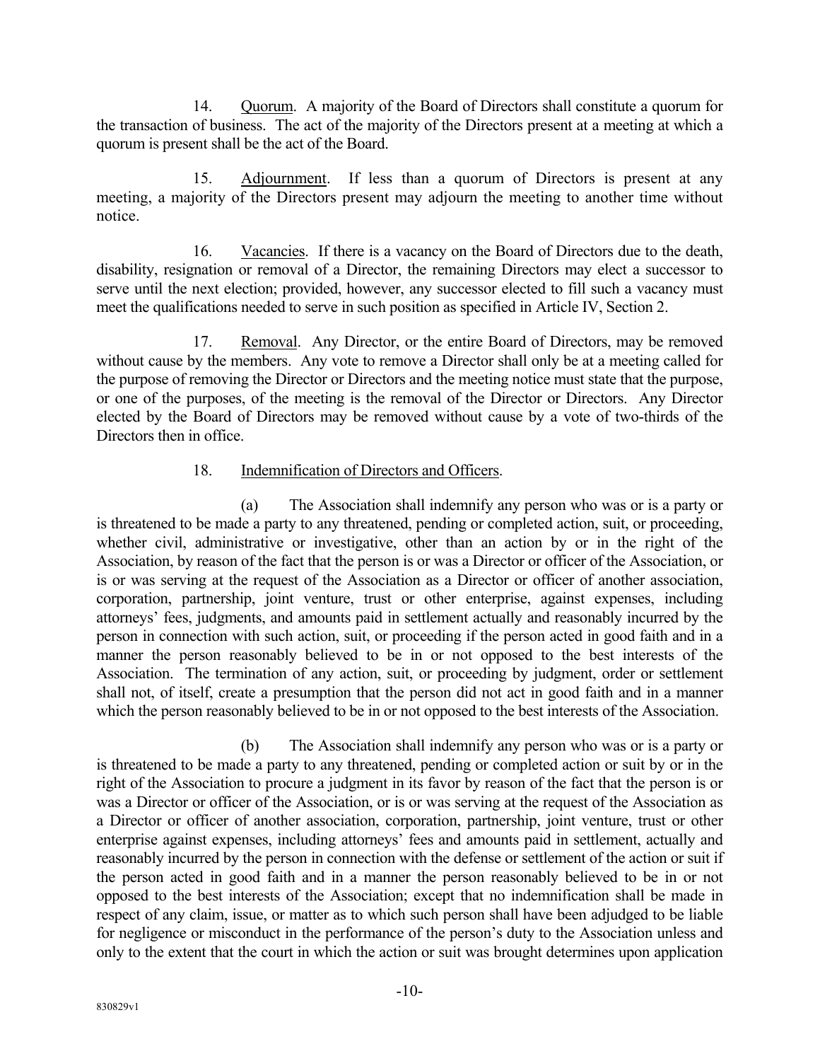14. Quorum. A majority of the Board of Directors shall constitute a quorum for the transaction of business. The act of the majority of the Directors present at a meeting at which a quorum is present shall be the act of the Board.

15. Adjournment. If less than a quorum of Directors is present at any meeting, a majority of the Directors present may adjourn the meeting to another time without notice.

16. Vacancies. If there is a vacancy on the Board of Directors due to the death, disability, resignation or removal of a Director, the remaining Directors may elect a successor to serve until the next election; provided, however, any successor elected to fill such a vacancy must meet the qualifications needed to serve in such position as specified in Article IV, Section 2.

17. Removal. Any Director, or the entire Board of Directors, may be removed without cause by the members. Any vote to remove a Director shall only be at a meeting called for the purpose of removing the Director or Directors and the meeting notice must state that the purpose, or one of the purposes, of the meeting is the removal of the Director or Directors. Any Director elected by the Board of Directors may be removed without cause by a vote of two-thirds of the Directors then in office.

18. Indemnification of Directors and Officers.

(a) The Association shall indemnify any person who was or is a party or is threatened to be made a party to any threatened, pending or completed action, suit, or proceeding, whether civil, administrative or investigative, other than an action by or in the right of the Association, by reason of the fact that the person is or was a Director or officer of the Association, or is or was serving at the request of the Association as a Director or officer of another association, corporation, partnership, joint venture, trust or other enterprise, against expenses, including attorneys' fees, judgments, and amounts paid in settlement actually and reasonably incurred by the person in connection with such action, suit, or proceeding if the person acted in good faith and in a manner the person reasonably believed to be in or not opposed to the best interests of the Association. The termination of any action, suit, or proceeding by judgment, order or settlement shall not, of itself, create a presumption that the person did not act in good faith and in a manner which the person reasonably believed to be in or not opposed to the best interests of the Association.

(b) The Association shall indemnify any person who was or is a party or is threatened to be made a party to any threatened, pending or completed action or suit by or in the right of the Association to procure a judgment in its favor by reason of the fact that the person is or was a Director or officer of the Association, or is or was serving at the request of the Association as a Director or officer of another association, corporation, partnership, joint venture, trust or other enterprise against expenses, including attorneys' fees and amounts paid in settlement, actually and reasonably incurred by the person in connection with the defense or settlement of the action or suit if the person acted in good faith and in a manner the person reasonably believed to be in or not opposed to the best interests of the Association; except that no indemnification shall be made in respect of any claim, issue, or matter as to which such person shall have been adjudged to be liable for negligence or misconduct in the performance of the person's duty to the Association unless and only to the extent that the court in which the action or suit was brought determines upon application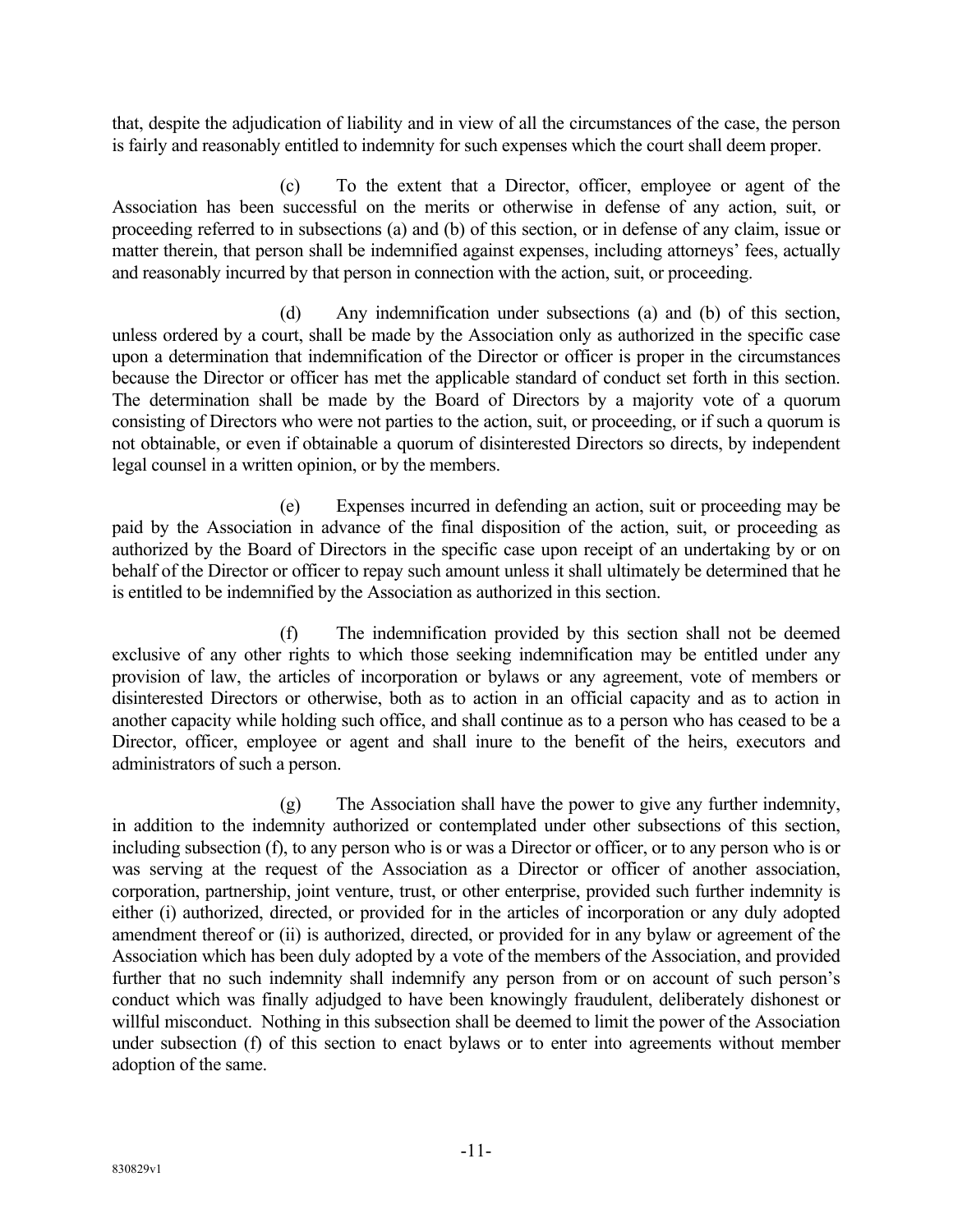that, despite the adjudication of liability and in view of all the circumstances of the case, the person is fairly and reasonably entitled to indemnity for such expenses which the court shall deem proper.

(c) To the extent that a Director, officer, employee or agent of the Association has been successful on the merits or otherwise in defense of any action, suit, or proceeding referred to in subsections (a) and (b) of this section, or in defense of any claim, issue or matter therein, that person shall be indemnified against expenses, including attorneys' fees, actually and reasonably incurred by that person in connection with the action, suit, or proceeding.

(d) Any indemnification under subsections (a) and (b) of this section, unless ordered by a court, shall be made by the Association only as authorized in the specific case upon a determination that indemnification of the Director or officer is proper in the circumstances because the Director or officer has met the applicable standard of conduct set forth in this section. The determination shall be made by the Board of Directors by a majority vote of a quorum consisting of Directors who were not parties to the action, suit, or proceeding, or if such a quorum is not obtainable, or even if obtainable a quorum of disinterested Directors so directs, by independent legal counsel in a written opinion, or by the members.

(e) Expenses incurred in defending an action, suit or proceeding may be paid by the Association in advance of the final disposition of the action, suit, or proceeding as authorized by the Board of Directors in the specific case upon receipt of an undertaking by or on behalf of the Director or officer to repay such amount unless it shall ultimately be determined that he is entitled to be indemnified by the Association as authorized in this section.

(f) The indemnification provided by this section shall not be deemed exclusive of any other rights to which those seeking indemnification may be entitled under any provision of law, the articles of incorporation or bylaws or any agreement, vote of members or disinterested Directors or otherwise, both as to action in an official capacity and as to action in another capacity while holding such office, and shall continue as to a person who has ceased to be a Director, officer, employee or agent and shall inure to the benefit of the heirs, executors and administrators of such a person.

(g) The Association shall have the power to give any further indemnity, in addition to the indemnity authorized or contemplated under other subsections of this section, including subsection (f), to any person who is or was a Director or officer, or to any person who is or was serving at the request of the Association as a Director or officer of another association, corporation, partnership, joint venture, trust, or other enterprise, provided such further indemnity is either (i) authorized, directed, or provided for in the articles of incorporation or any duly adopted amendment thereof or (ii) is authorized, directed, or provided for in any bylaw or agreement of the Association which has been duly adopted by a vote of the members of the Association, and provided further that no such indemnity shall indemnify any person from or on account of such person's conduct which was finally adjudged to have been knowingly fraudulent, deliberately dishonest or willful misconduct. Nothing in this subsection shall be deemed to limit the power of the Association under subsection (f) of this section to enact bylaws or to enter into agreements without member adoption of the same.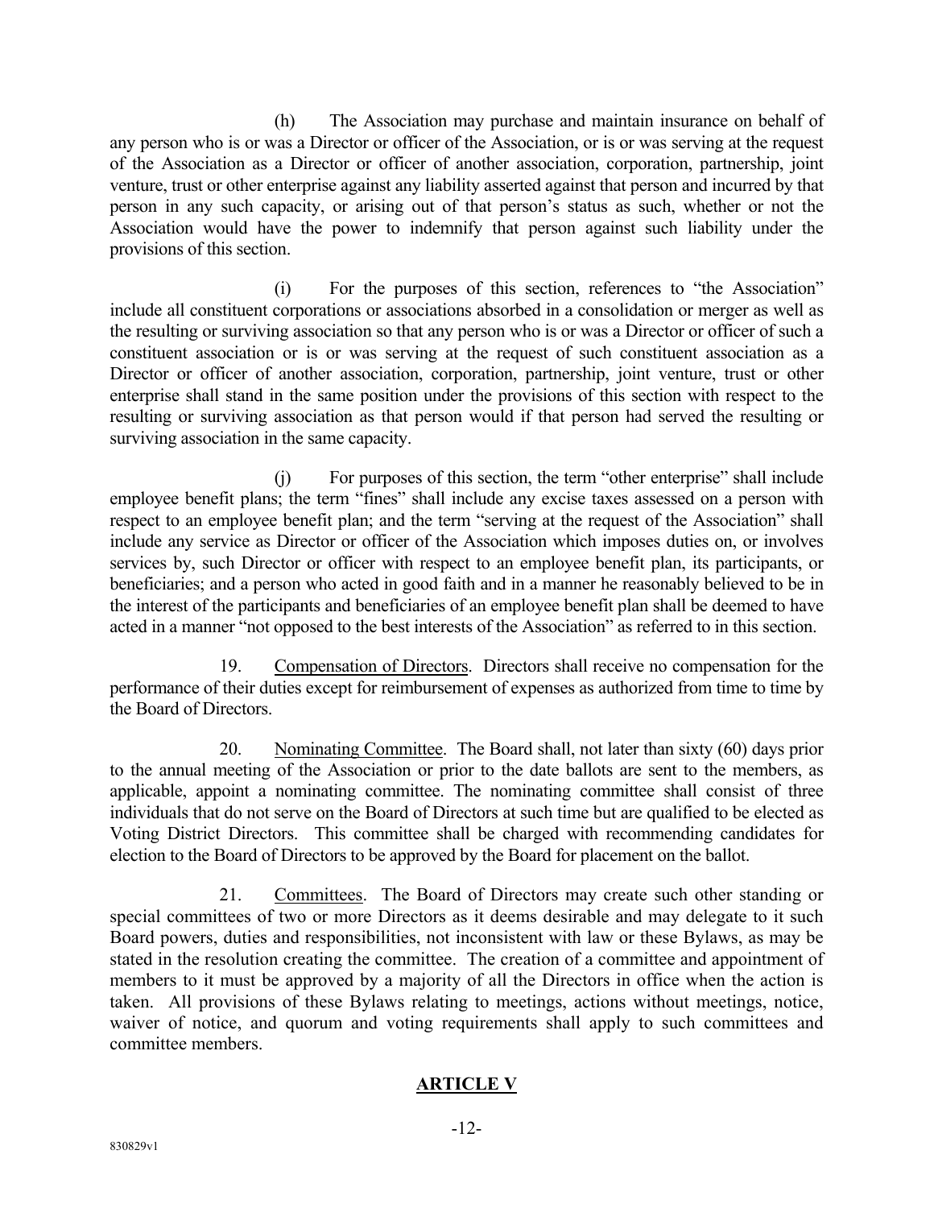(h) The Association may purchase and maintain insurance on behalf of any person who is or was a Director or officer of the Association, or is or was serving at the request of the Association as a Director or officer of another association, corporation, partnership, joint venture, trust or other enterprise against any liability asserted against that person and incurred by that person in any such capacity, or arising out of that person's status as such, whether or not the Association would have the power to indemnify that person against such liability under the provisions of this section.

(i) For the purposes of this section, references to "the Association" include all constituent corporations or associations absorbed in a consolidation or merger as well as the resulting or surviving association so that any person who is or was a Director or officer of such a constituent association or is or was serving at the request of such constituent association as a Director or officer of another association, corporation, partnership, joint venture, trust or other enterprise shall stand in the same position under the provisions of this section with respect to the resulting or surviving association as that person would if that person had served the resulting or surviving association in the same capacity.

(j) For purposes of this section, the term "other enterprise" shall include employee benefit plans; the term "fines" shall include any excise taxes assessed on a person with respect to an employee benefit plan; and the term "serving at the request of the Association" shall include any service as Director or officer of the Association which imposes duties on, or involves services by, such Director or officer with respect to an employee benefit plan, its participants, or beneficiaries; and a person who acted in good faith and in a manner he reasonably believed to be in the interest of the participants and beneficiaries of an employee benefit plan shall be deemed to have acted in a manner "not opposed to the best interests of the Association" as referred to in this section.

19. Compensation of Directors. Directors shall receive no compensation for the performance of their duties except for reimbursement of expenses as authorized from time to time by the Board of Directors.

20. Nominating Committee. The Board shall, not later than sixty (60) days prior to the annual meeting of the Association or prior to the date ballots are sent to the members, as applicable, appoint a nominating committee. The nominating committee shall consist of three individuals that do not serve on the Board of Directors at such time but are qualified to be elected as Voting District Directors. This committee shall be charged with recommending candidates for election to the Board of Directors to be approved by the Board for placement on the ballot.

21. Committees. The Board of Directors may create such other standing or special committees of two or more Directors as it deems desirable and may delegate to it such Board powers, duties and responsibilities, not inconsistent with law or these Bylaws, as may be stated in the resolution creating the committee. The creation of a committee and appointment of members to it must be approved by a majority of all the Directors in office when the action is taken. All provisions of these Bylaws relating to meetings, actions without meetings, notice, waiver of notice, and quorum and voting requirements shall apply to such committees and committee members.

## ARTICLE V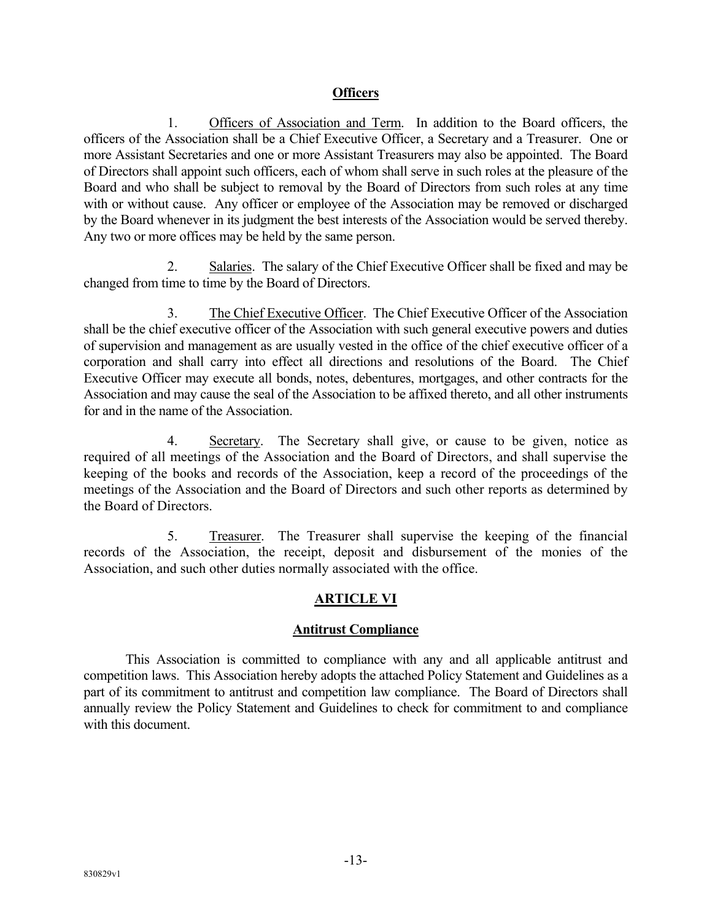## Officers

1. Officers of Association and Term. In addition to the Board officers, the officers of the Association shall be a Chief Executive Officer, a Secretary and a Treasurer. One or more Assistant Secretaries and one or more Assistant Treasurers may also be appointed. The Board of Directors shall appoint such officers, each of whom shall serve in such roles at the pleasure of the Board and who shall be subject to removal by the Board of Directors from such roles at any time with or without cause. Any officer or employee of the Association may be removed or discharged by the Board whenever in its judgment the best interests of the Association would be served thereby. Any two or more offices may be held by the same person.

2. Salaries. The salary of the Chief Executive Officer shall be fixed and may be changed from time to time by the Board of Directors.

3. The Chief Executive Officer. The Chief Executive Officer of the Association shall be the chief executive officer of the Association with such general executive powers and duties of supervision and management as are usually vested in the office of the chief executive officer of a corporation and shall carry into effect all directions and resolutions of the Board. The Chief Executive Officer may execute all bonds, notes, debentures, mortgages, and other contracts for the Association and may cause the seal of the Association to be affixed thereto, and all other instruments for and in the name of the Association.

4. Secretary. The Secretary shall give, or cause to be given, notice as required of all meetings of the Association and the Board of Directors, and shall supervise the keeping of the books and records of the Association, keep a record of the proceedings of the meetings of the Association and the Board of Directors and such other reports as determined by the Board of Directors.

5. Treasurer. The Treasurer shall supervise the keeping of the financial records of the Association, the receipt, deposit and disbursement of the monies of the Association, and such other duties normally associated with the office.

## ARTICLE VI

## Antitrust Compliance

This Association is committed to compliance with any and all applicable antitrust and competition laws. This Association hereby adopts the attached Policy Statement and Guidelines as a part of its commitment to antitrust and competition law compliance. The Board of Directors shall annually review the Policy Statement and Guidelines to check for commitment to and compliance with this document.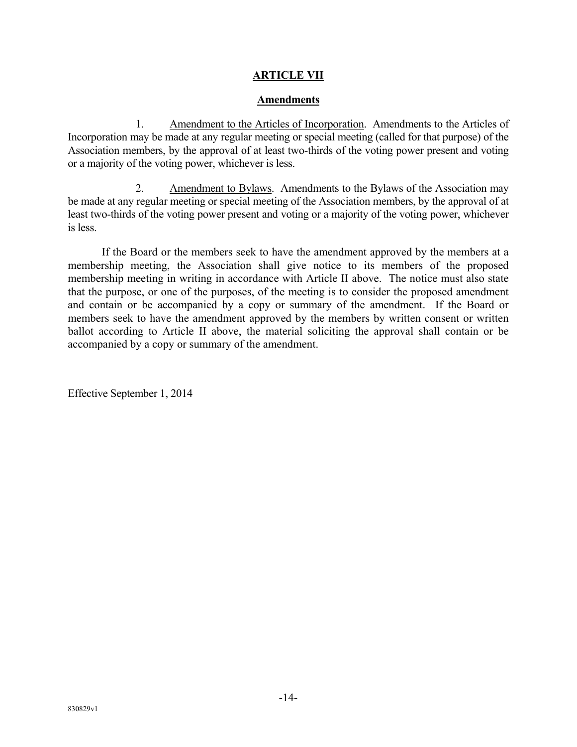## ARTICLE VII

### Amendments

1. Amendment to the Articles of Incorporation. Amendments to the Articles of Incorporation may be made at any regular meeting or special meeting (called for that purpose) of the Association members, by the approval of at least two-thirds of the voting power present and voting or a majority of the voting power, whichever is less.

2. Amendment to Bylaws. Amendments to the Bylaws of the Association may be made at any regular meeting or special meeting of the Association members, by the approval of at least two-thirds of the voting power present and voting or a majority of the voting power, whichever is less.

If the Board or the members seek to have the amendment approved by the members at a membership meeting, the Association shall give notice to its members of the proposed membership meeting in writing in accordance with Article II above. The notice must also state that the purpose, or one of the purposes, of the meeting is to consider the proposed amendment and contain or be accompanied by a copy or summary of the amendment. If the Board or members seek to have the amendment approved by the members by written consent or written ballot according to Article II above, the material soliciting the approval shall contain or be accompanied by a copy or summary of the amendment.

Effective September 1, 2014

830829v1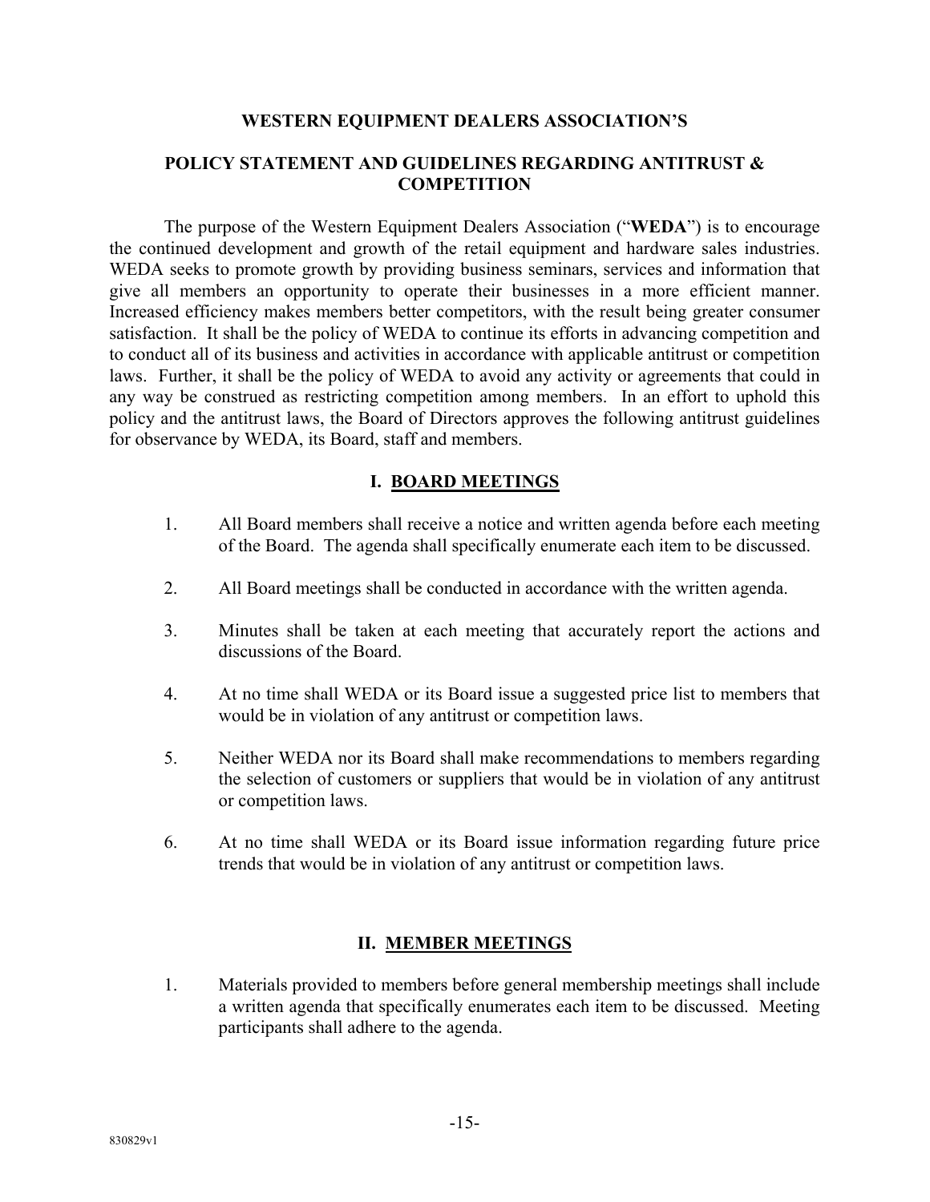## WESTERN EQUIPMENT DEALERS ASSOCIATION'S

## POLICY STATEMENT AND GUIDELINES REGARDING ANTITRUST & COMPETITION

The purpose of the Western Equipment Dealers Association ("**WEDA**") is to encourage the continued development and growth of the retail equipment and hardware sales industries. WEDA seeks to promote growth by providing business seminars, services and information that give all members an opportunity to operate their businesses in a more efficient manner. Increased efficiency makes members better competitors, with the result being greater consumer satisfaction. It shall be the policy of WEDA to continue its efforts in advancing competition and to conduct all of its business and activities in accordance with applicable antitrust or competition laws. Further, it shall be the policy of WEDA to avoid any activity or agreements that could in any way be construed as restricting competition among members. In an effort to uphold this policy and the antitrust laws, the Board of Directors approves the following antitrust guidelines for observance by WEDA, its Board, staff and members.

### I. BOARD MEETINGS

1. All Board members shall receive a notice and written agenda before each meeting of the Board. The agenda shall specifically enumerate each item to be discussed.

2. All Board meetings shall be conducted in accordance with the written agenda.

3. Minutes shall be taken at each meeting that accurately report the actions and discussions of the Board.

4. At no time shall WEDA or its Board issue a suggested price list to members that would be in violation of any antitrust or competition laws.

5. Neither WEDA nor its Board shall make recommendations to members regarding the selection of customers or suppliers that would be in violation of any antitrust or competition laws.

6. At no time shall WEDA or its Board issue information regarding future price trends that would be in violation of any antitrust or competition laws.

### II. MEMBER MEETINGS

1. Materials provided to members before general membership meetings shall include a written agenda that specifically enumerates each item to be discussed. Meeting participants shall adhere to the agenda.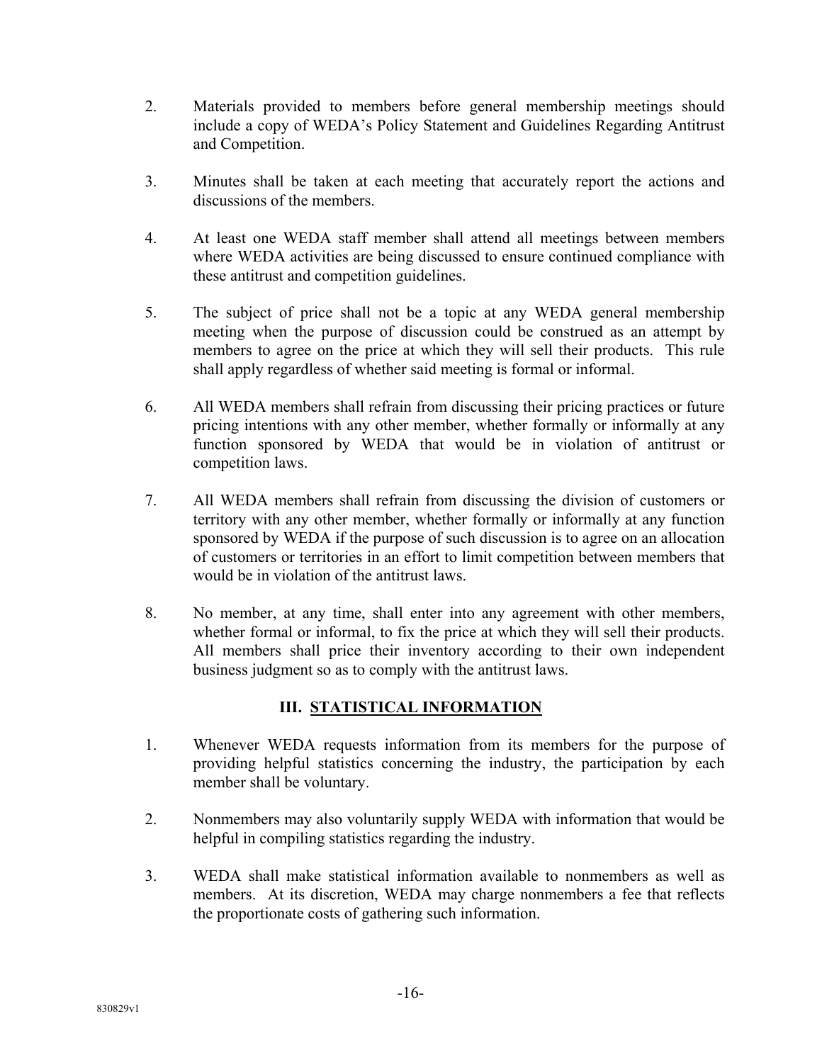2. Materials provided to members before general membership meetings should include a copy of WEDA's Policy Statement and Guidelines Regarding Antitrust and Competition.

3. Minutes shall be taken at each meeting that accurately report the actions and discussions of the members.

4. At least one WEDA staff member shall attend all meetings between members where WEDA activities are being discussed to ensure continued compliance with these antitrust and competition guidelines.

5. The subject of price shall not be a topic at any WEDA general membership meeting when the purpose of discussion could be construed as an attempt by members to agree on the price at which they will sell their products. This rule shall apply regardless of whether said meeting is formal or informal.

6. All WEDA members shall refrain from discussing their pricing practices or future pricing intentions with any other member, whether formally or informally at any function sponsored by WEDA that would be in violation of antitrust or competition laws.

7. All WEDA members shall refrain from discussing the division of customers or territory with any other member, whether formally or informally at any function sponsored by WEDA if the purpose of such discussion is to agree on an allocation of customers or territories in an effort to limit competition between members that would be in violation of the antitrust laws.

8. No member, at any time, shall enter into any agreement with other members, whether formal or informal, to fix the price at which they will sell their products. All members shall price their inventory according to their own independent business judgment so as to comply with the antitrust laws.

## III. STATISTICAL INFORMATION

1. Whenever WEDA requests information from its members for the purpose of providing helpful statistics concerning the industry, the participation by each member shall be voluntary.

2. Nonmembers may also voluntarily supply WEDA with information that would be helpful in compiling statistics regarding the industry.

3. WEDA shall make statistical information available to nonmembers as well as members. At its discretion, WEDA may charge nonmembers a fee that reflects the proportionate costs of gathering such information.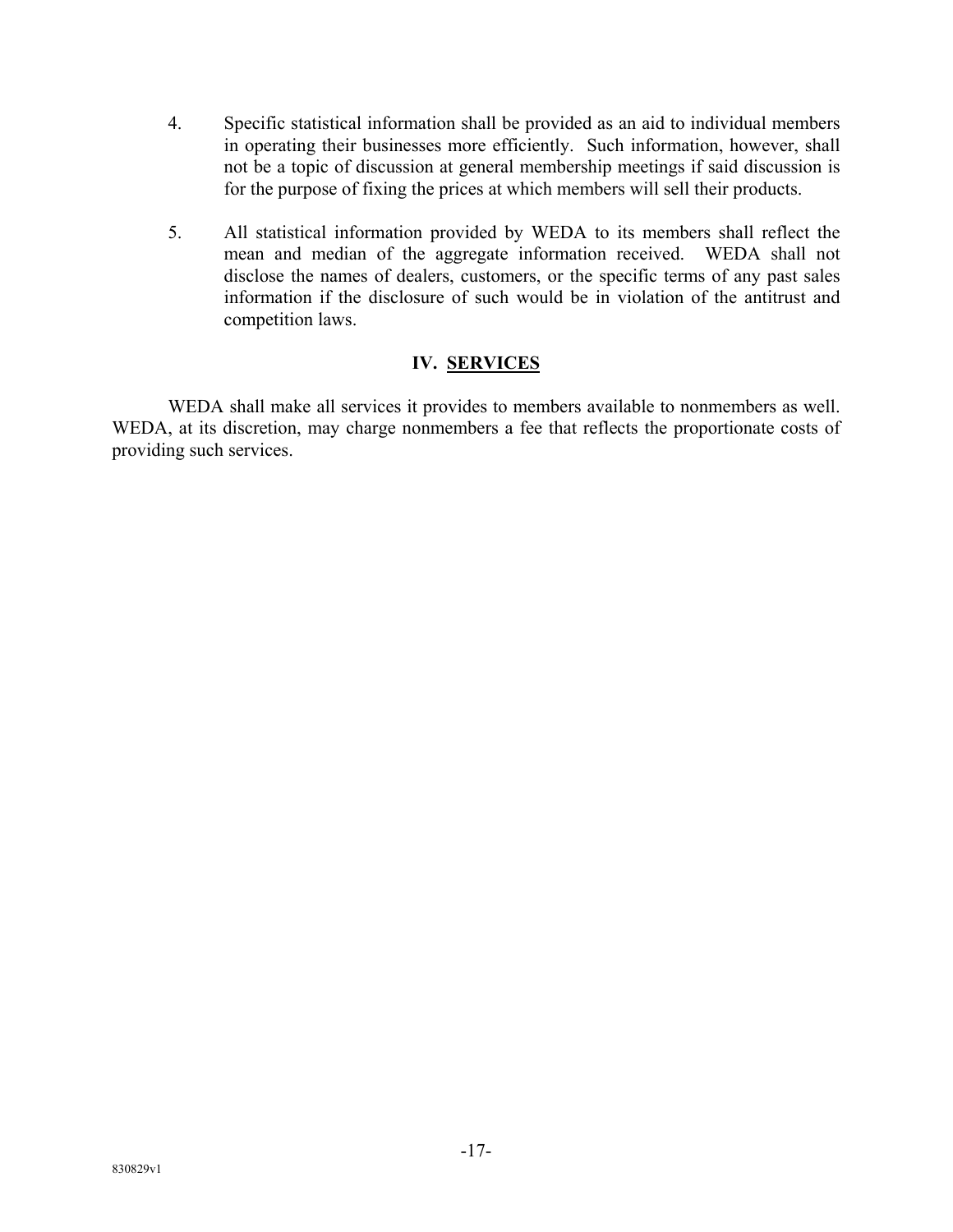4. Specific statistical information shall be provided as an aid to individual members in operating their businesses more efficiently. Such information, however, shall not be a topic of discussion at general membership meetings if said discussion is for the purpose of fixing the prices at which members will sell their products.

5. All statistical information provided by WEDA to its members shall reflect the mean and median of the aggregate information received. WEDA shall not disclose the names of dealers, customers, or the specific terms of any past sales information if the disclosure of such would be in violation of the antitrust and competition laws.

## IV. SERVICES

WEDA shall make all services it provides to members available to nonmembers as well. WEDA, at its discretion, may charge nonmembers a fee that reflects the proportionate costs of providing such services.